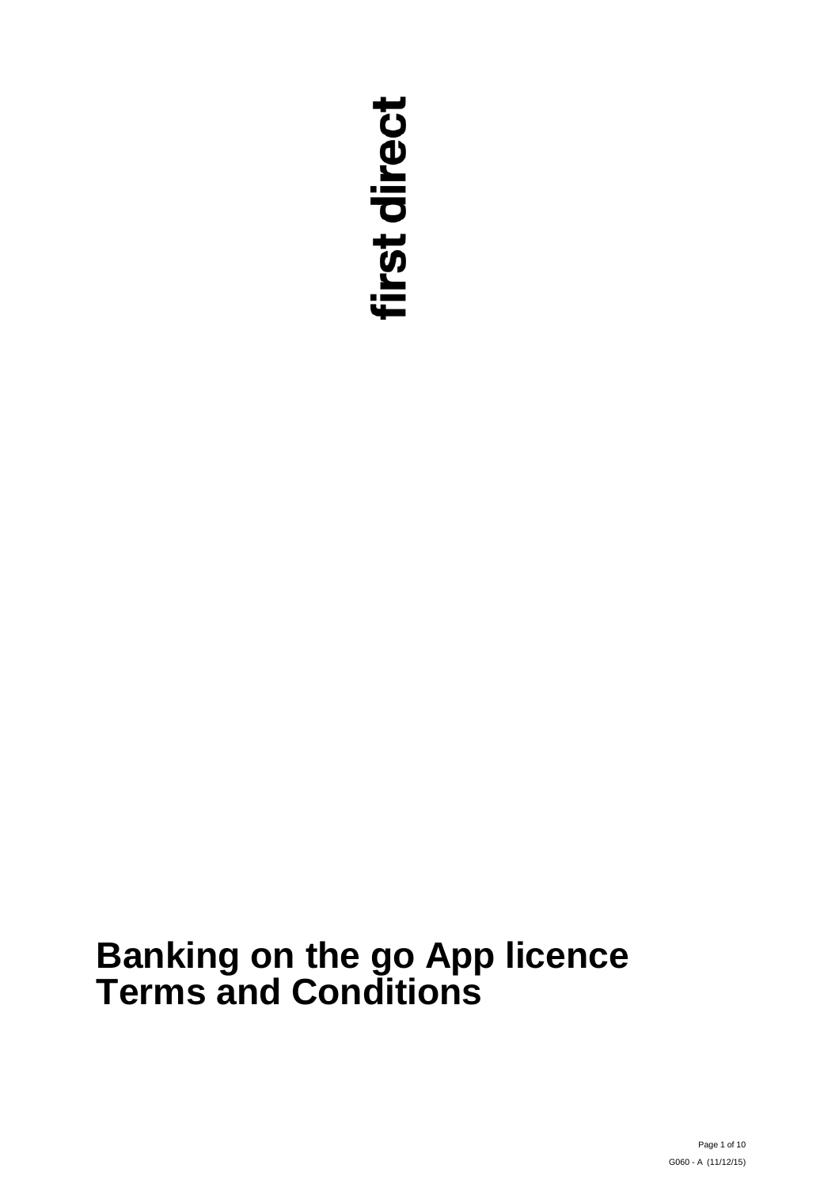first direct

# Banking on the go App licence Terms and Conditions

G060 - A (11/12/15)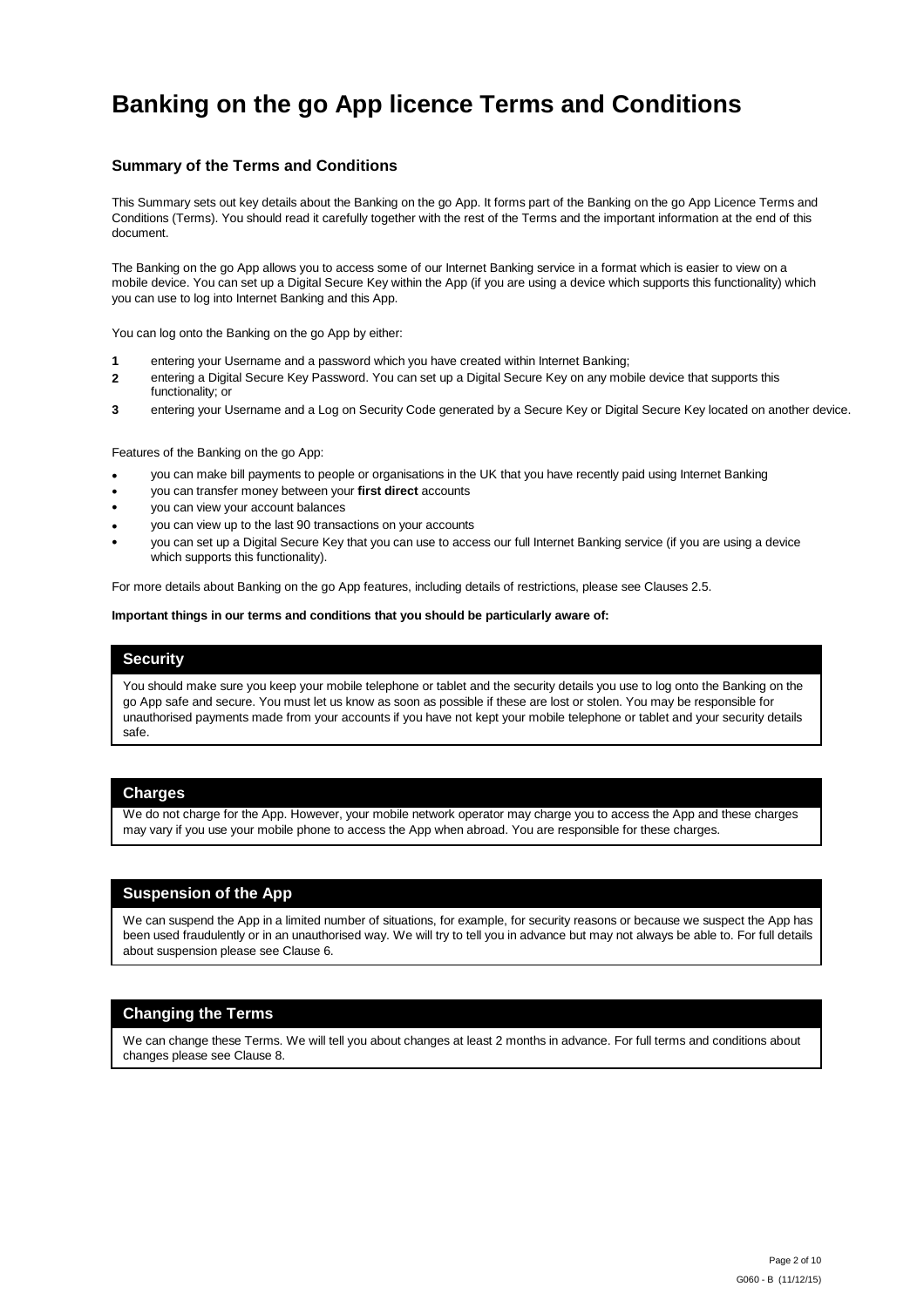# Banking on the go App licence Terms and Conditions

## Summary of the Terms and Conditions

This Summary sets out key details about the Banking on the go App. It forms part of the Banking on the go App Licence Terms and Conditions (Terms). You should read it carefully together with the rest of the Terms and the important information at the end of this document.

The Banking on the go App allows you to access some of our Internet Banking service in a format which is easier to view on a mobile device. You can set up a Digital Secure Key within the App (if you are using a device which supports this functionality) which you can use to log into Internet Banking and this App.

You can log onto the Banking on the go App by either:

1. entering your Username and a password which you have created within Internet Banking;
2. entering a Digital Secure Key Password. You can set up a Digital Secure Key on any mobile device that supports this functionality; or
3. entering your Username and a Log on Security Code generated by a Secure Key or Digital Secure Key located on another device.

Features of the Banking on the go App:

- you can make bill payments to people or organisations in the UK that you have recently paid using Internet Banking
- you can transfer money between your **first direct** accounts
- you can view your account balances
- you can view up to the last 90 transactions on your accounts
- you can set up a Digital Secure Key that you can use to access our full Internet Banking service (if you are using a device which supports this functionality).

For more details about Banking on the go App features, including details of restrictions, please see Clauses 2.5.

**Important things in our terms and conditions that you should be particularly aware of:**

### Security

You should make sure you keep your mobile telephone or tablet and the security details you use to log onto the Banking on the go App safe and secure. You must let us know as soon as possible if these are lost or stolen. You may be responsible for unauthorised payments made from your accounts if you have not kept your mobile telephone or tablet and your security details safe.

### Charges

We do not charge for the App. However, your mobile network operator may charge you to access the App and these charges may vary if you use your mobile phone to access the App when abroad. You are responsible for these charges.

### Suspension of the App

We can suspend the App in a limited number of situations, for example, for security reasons or because we suspect the App has been used fraudulently or in an unauthorised way. We will try to tell you in advance but may not always be able to. For full details about suspension please see Clause 6.

### Changing the Terms

We can change these Terms. We will tell you about changes at least 2 months in advance. For full terms and conditions about changes please see Clause 8.

G060 - B (11/12/15)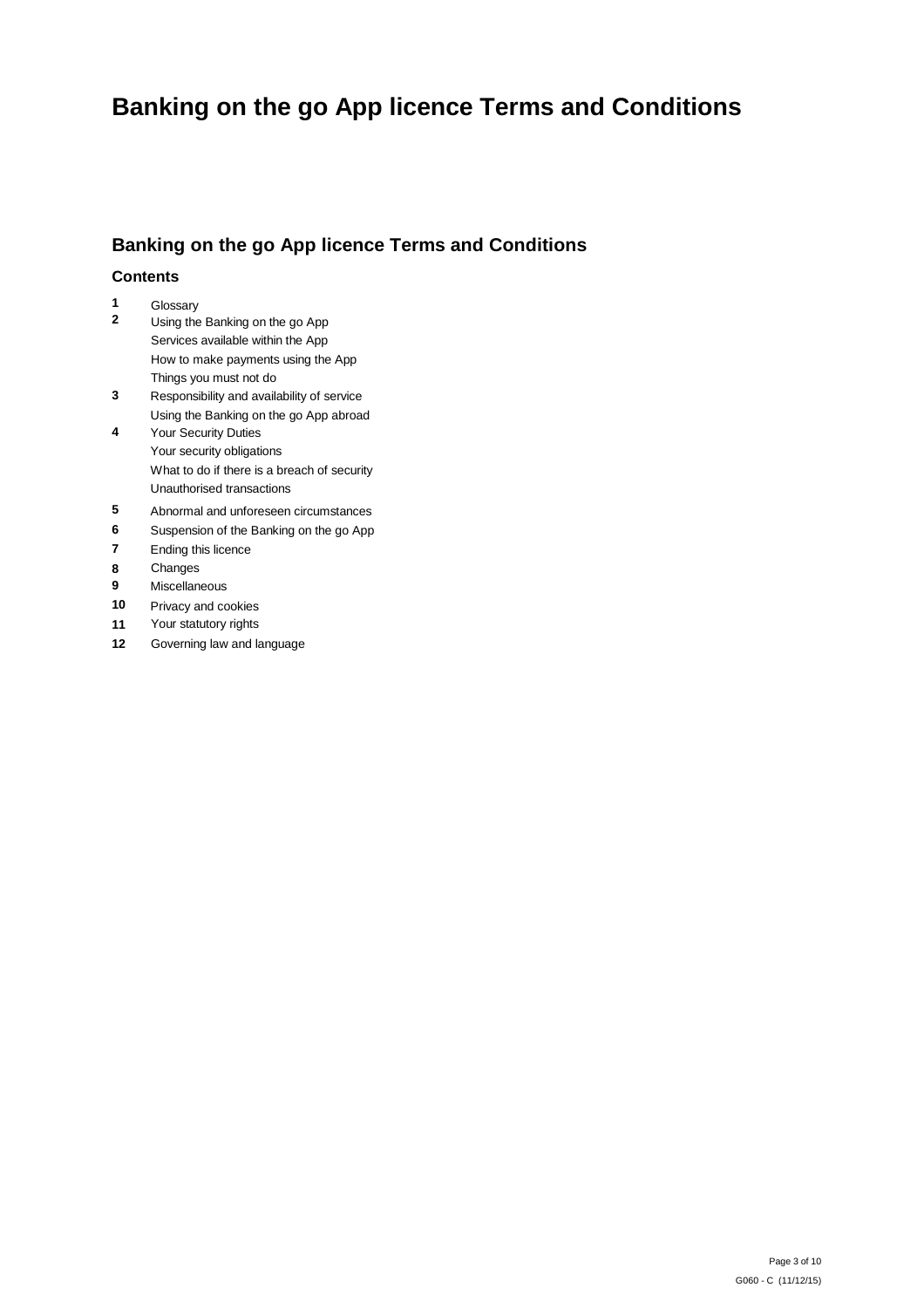# Banking on the go App licence Terms and Conditions

## Banking on the go App licence Terms and Conditions

### Contents

**1** Glossary

**2** Using the Banking on the go App
- Services available within the App
- How to make payments using the App
- Things you must not do

**3** Responsibility and availability of service
- Using the Banking on the go App abroad

**4** Your Security Duties
- Your security obligations
- What to do if there is a breach of security
- Unauthorised transactions

**5** Abnormal and unforeseen circumstances

**6** Suspension of the Banking on the go App

**7** Ending this licence

**8** Changes

**9** Miscellaneous

**10** Privacy and cookies

**11** Your statutory rights

**12** Governing law and language

G060 - C (11/12/15)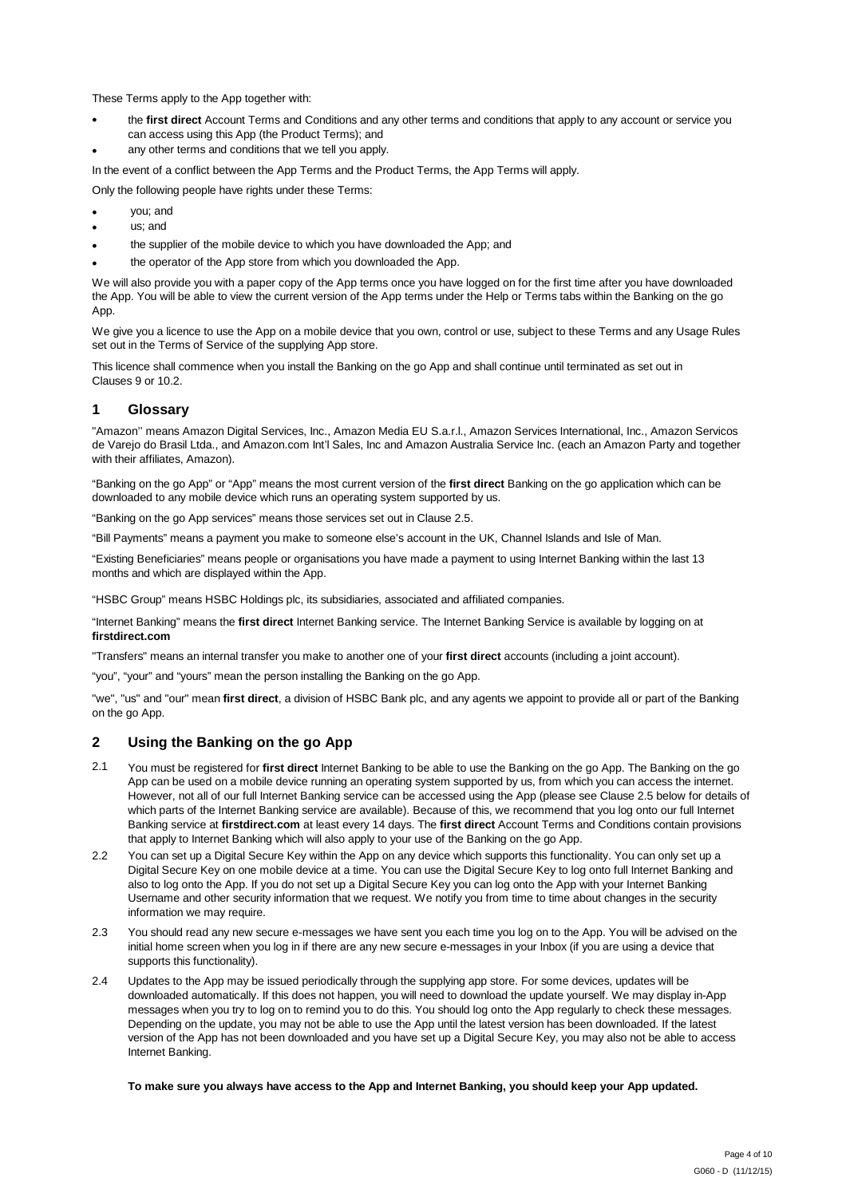These Terms apply to the App together with:

- the **first direct** Account Terms and Conditions and any other terms and conditions that apply to any account or service you can access using this App (the Product Terms); and
- any other terms and conditions that we tell you apply.

In the event of a conflict between the App Terms and the Product Terms, the App Terms will apply.

Only the following people have rights under these Terms:

- you; and
- us; and
- the supplier of the mobile device to which you have downloaded the App; and
- the operator of the App store from which you downloaded the App.

We will also provide you with a paper copy of the App terms once you have logged on for the first time after you have downloaded the App. You will be able to view the current version of the App terms under the Help or Terms tabs within the Banking on the go App.

We give you a licence to use the App on a mobile device that you own, control or use, subject to these Terms and any Usage Rules set out in the Terms of Service of the supplying App store.

This licence shall commence when you install the Banking on the go App and shall continue until terminated as set out in Clauses 9 or 10.2.

## 1 Glossary

"Amazon'' means Amazon Digital Services, Inc., Amazon Media EU S.a.r.l., Amazon Services International, Inc., Amazon Servicos de Varejo do Brasil Ltda., and Amazon.com Int'l Sales, Inc and Amazon Australia Service Inc. (each an Amazon Party and together with their affiliates, Amazon).

"Banking on the go App" or "App" means the most current version of the **first direct** Banking on the go application which can be downloaded to any mobile device which runs an operating system supported by us.

"Banking on the go App services" means those services set out in Clause 2.5.

"Bill Payments" means a payment you make to someone else's account in the UK, Channel Islands and Isle of Man.

"Existing Beneficiaries" means people or organisations you have made a payment to using Internet Banking within the last 13 months and which are displayed within the App.

"HSBC Group" means HSBC Holdings plc, its subsidiaries, associated and affiliated companies.

"Internet Banking" means the **first direct** Internet Banking service. The Internet Banking Service is available by logging on at **firstdirect.com**

"Transfers" means an internal transfer you make to another one of your **first direct** accounts (including a joint account).

"you", "your" and "yours" mean the person installing the Banking on the go App.

"we", "us" and "our" mean **first direct**, a division of HSBC Bank plc, and any agents we appoint to provide all or part of the Banking on the go App.

## 2 Using the Banking on the go App

2.1 You must be registered for **first direct** Internet Banking to be able to use the Banking on the go App. The Banking on the go App can be used on a mobile device running an operating system supported by us, from which you can access the internet. However, not all of our full Internet Banking service can be accessed using the App (please see Clause 2.5 below for details of which parts of the Internet Banking service are available). Because of this, we recommend that you log onto our full Internet Banking service at **firstdirect.com** at least every 14 days. The **first direct** Account Terms and Conditions contain provisions that apply to Internet Banking which will also apply to your use of the Banking on the go App.

2.2 You can set up a Digital Secure Key within the App on any device which supports this functionality. You can only set up a Digital Secure Key on one mobile device at a time. You can use the Digital Secure Key to log onto full Internet Banking and also to log onto the App. If you do not set up a Digital Secure Key you can log onto the App with your Internet Banking Username and other security information that we request. We notify you from time to time about changes in the security information we may require.

2.3 You should read any new secure e-messages we have sent you each time you log on to the App. You will be advised on the initial home screen when you log in if there are any new secure e-messages in your Inbox (if you are using a device that supports this functionality).

2.4 Updates to the App may be issued periodically through the supplying app store. For some devices, updates will be downloaded automatically. If this does not happen, you will need to download the update yourself. We may display in-App messages when you try to log on to remind you to do this. You should log onto the App regularly to check these messages. Depending on the update, you may not be able to use the App until the latest version has been downloaded. If the latest version of the App has not been downloaded and you have set up a Digital Secure Key, you may also not be able to access Internet Banking.

**To make sure you always have access to the App and Internet Banking, you should keep your App updated.**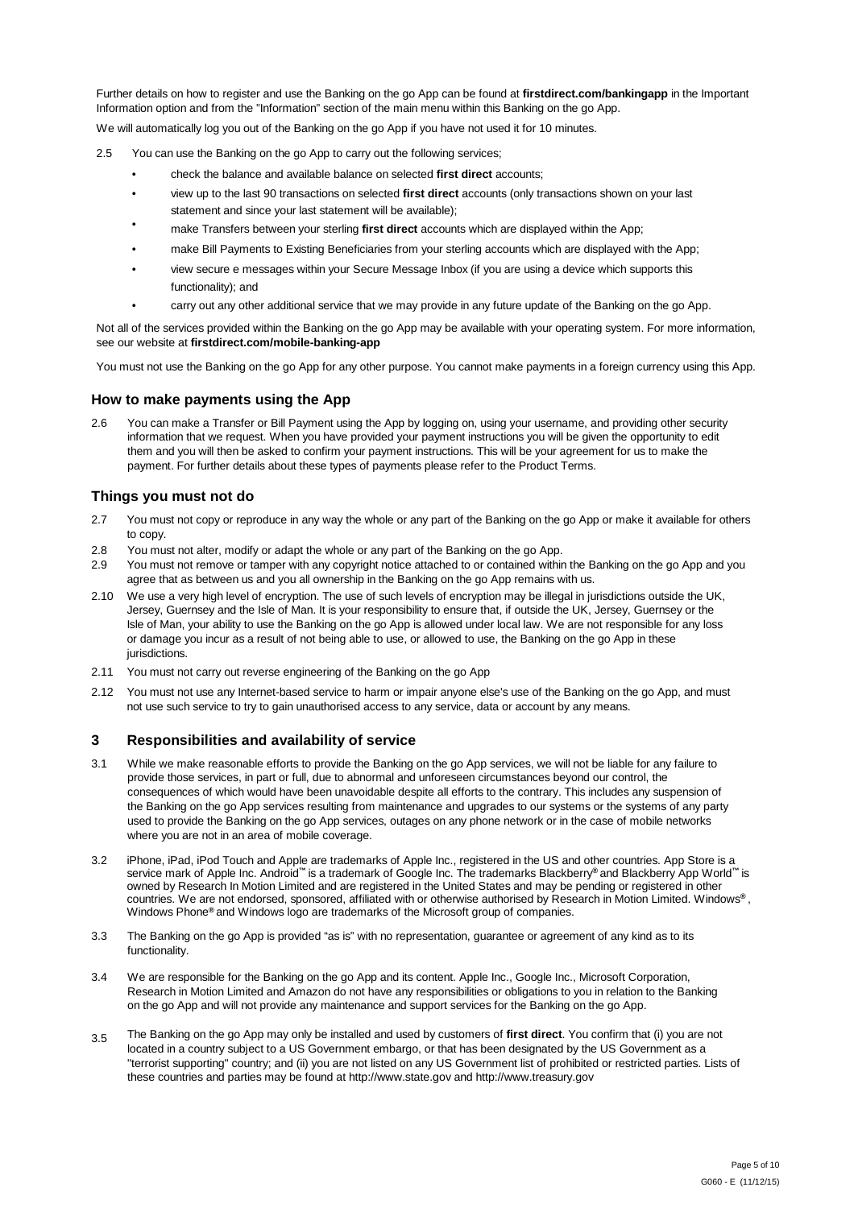Further details on how to register and use the Banking on the go App can be found at **firstdirect.com/bankingapp** in the Important Information option and from the "Information" section of the main menu within this Banking on the go App.

We will automatically log you out of the Banking on the go App if you have not used it for 10 minutes.

2.5 You can use the Banking on the go App to carry out the following services;

- check the balance and available balance on selected **first direct** accounts;
- view up to the last 90 transactions on selected **first direct** accounts (only transactions shown on your last statement and since your last statement will be available);
- make Transfers between your sterling **first direct** accounts which are displayed within the App;
- make Bill Payments to Existing Beneficiaries from your sterling accounts which are displayed with the App;
- view secure e messages within your Secure Message Inbox (if you are using a device which supports this functionality); and
- carry out any other additional service that we may provide in any future update of the Banking on the go App.

Not all of the services provided within the Banking on the go App may be available with your operating system. For more information, see our website at **firstdirect.com/mobile-banking-app**

You must not use the Banking on the go App for any other purpose. You cannot make payments in a foreign currency using this App.

### How to make payments using the App

2.6 You can make a Transfer or Bill Payment using the App by logging on, using your username, and providing other security information that we request. When you have provided your payment instructions you will be given the opportunity to edit them and you will then be asked to confirm your payment instructions. This will be your agreement for us to make the payment. For further details about these types of payments please refer to the Product Terms.

### Things you must not do

2.7 You must not copy or reproduce in any way the whole or any part of the Banking on the go App or make it available for others to copy.

2.8 You must not alter, modify or adapt the whole or any part of the Banking on the go App.

2.9 You must not remove or tamper with any copyright notice attached to or contained within the Banking on the go App and you agree that as between us and you all ownership in the Banking on the go App remains with us.

2.10 We use a very high level of encryption. The use of such levels of encryption may be illegal in jurisdictions outside the UK, Jersey, Guernsey and the Isle of Man. It is your responsibility to ensure that, if outside the UK, Jersey, Guernsey or the Isle of Man, your ability to use the Banking on the go App is allowed under local law. We are not responsible for any loss or damage you incur as a result of not being able to use, or allowed to use, the Banking on the go App in these jurisdictions.

2.11 You must not carry out reverse engineering of the Banking on the go App

2.12 You must not use any Internet-based service to harm or impair anyone else's use of the Banking on the go App, and must not use such service to try to gain unauthorised access to any service, data or account by any means.

## 3 Responsibilities and availability of service

3.1 While we make reasonable efforts to provide the Banking on the go App services, we will not be liable for any failure to provide those services, in part or full, due to abnormal and unforeseen circumstances beyond our control, the consequences of which would have been unavoidable despite all efforts to the contrary. This includes any suspension of the Banking on the go App services resulting from maintenance and upgrades to our systems or the systems of any party used to provide the Banking on the go App services, outages on any phone network or in the case of mobile networks where you are not in an area of mobile coverage.

3.2 iPhone, iPad, iPod Touch and Apple are trademarks of Apple Inc., registered in the US and other countries. App Store is a service mark of Apple Inc. Android™ is a trademark of Google Inc. The trademarks Blackberry® and Blackberry App World™ is owned by Research In Motion Limited and are registered in the United States and may be pending or registered in other countries. We are not endorsed, sponsored, affiliated with or otherwise authorised by Research in Motion Limited. Windows®, Windows Phone® and Windows logo are trademarks of the Microsoft group of companies.

3.3 The Banking on the go App is provided "as is" with no representation, guarantee or agreement of any kind as to its functionality.

3.4 We are responsible for the Banking on the go App and its content. Apple Inc., Google Inc., Microsoft Corporation, Research in Motion Limited and Amazon do not have any responsibilities or obligations to you in relation to the Banking on the go App and will not provide any maintenance and support services for the Banking on the go App.

3.5 The Banking on the go App may only be installed and used by customers of **first direct**. You confirm that (i) you are not located in a country subject to a US Government embargo, or that has been designated by the US Government as a "terrorist supporting" country; and (ii) you are not listed on any US Government list of prohibited or restricted parties. Lists of these countries and parties may be found at http://www.state.gov and http://www.treasury.gov

G060 - E (11/12/15)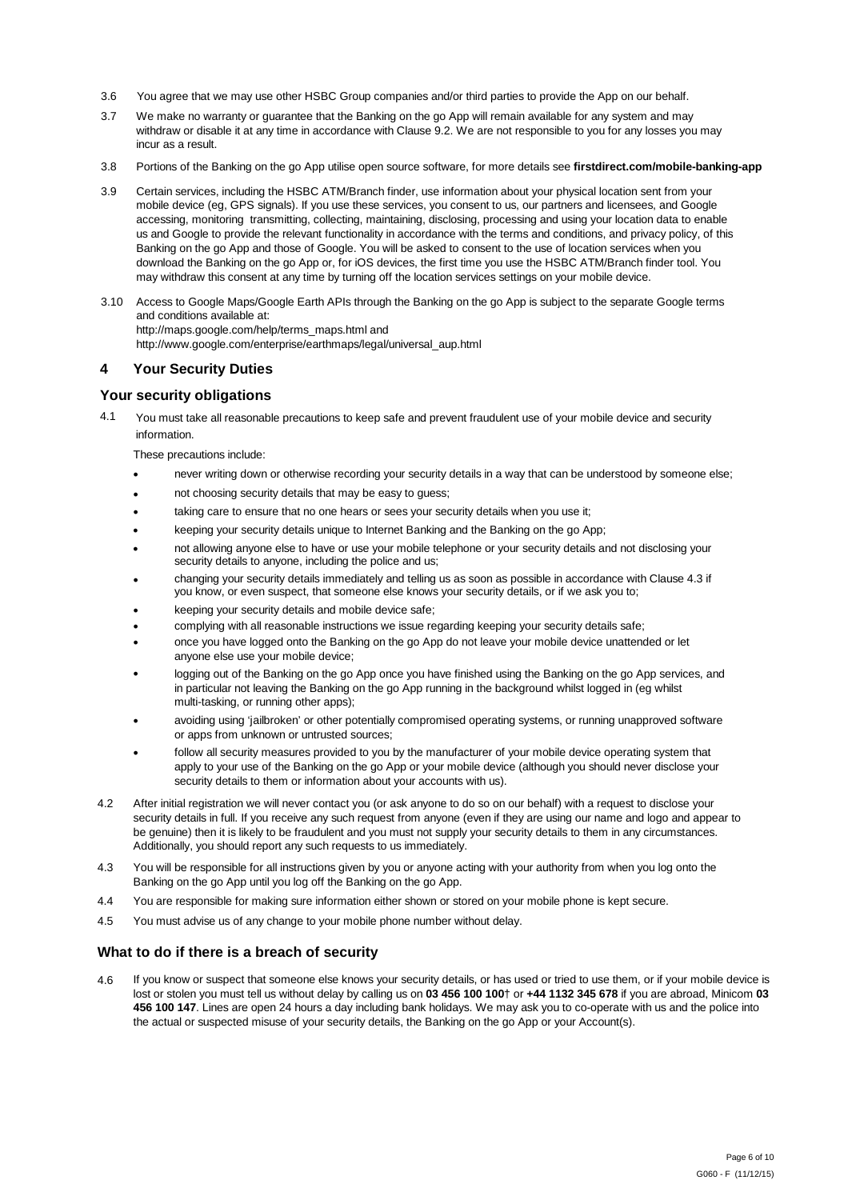3.6 You agree that we may use other HSBC Group companies and/or third parties to provide the App on our behalf.

3.7 We make no warranty or guarantee that the Banking on the go App will remain available for any system and may withdraw or disable it at any time in accordance with Clause 9.2. We are not responsible to you for any losses you may incur as a result.

3.8 Portions of the Banking on the go App utilise open source software, for more details see **firstdirect.com/mobile-banking-app**

3.9 Certain services, including the HSBC ATM/Branch finder, use information about your physical location sent from your mobile device (eg, GPS signals). If you use these services, you consent to us, our partners and licensees, and Google accessing, monitoring transmitting, collecting, maintaining, disclosing, processing and using your location data to enable us and Google to provide the relevant functionality in accordance with the terms and conditions, and privacy policy, of this Banking on the go App and those of Google. You will be asked to consent to the use of location services when you download the Banking on the go App or, for iOS devices, the first time you use the HSBC ATM/Branch finder tool. You may withdraw this consent at any time by turning off the location services settings on your mobile device.

3.10 Access to Google Maps/Google Earth APIs through the Banking on the go App is subject to the separate Google terms and conditions available at:
http://maps.google.com/help/terms_maps.html and
http://www.google.com/enterprise/earthmaps/legal/universal_aup.html

## 4 Your Security Duties

### Your security obligations

4.1 You must take all reasonable precautions to keep safe and prevent fraudulent use of your mobile device and security information.

These precautions include:

- never writing down or otherwise recording your security details in a way that can be understood by someone else;
- not choosing security details that may be easy to guess;
- taking care to ensure that no one hears or sees your security details when you use it;
- keeping your security details unique to Internet Banking and the Banking on the go App;
- not allowing anyone else to have or use your mobile telephone or your security details and not disclosing your security details to anyone, including the police and us;
- changing your security details immediately and telling us as soon as possible in accordance with Clause 4.3 if you know, or even suspect, that someone else knows your security details, or if we ask you to;
- keeping your security details and mobile device safe;
- complying with all reasonable instructions we issue regarding keeping your security details safe;
- once you have logged onto the Banking on the go App do not leave your mobile device unattended or let anyone else use your mobile device;
- logging out of the Banking on the go App once you have finished using the Banking on the go App services, and in particular not leaving the Banking on the go App running in the background whilst logged in (eg whilst multi-tasking, or running other apps);
- avoiding using 'jailbroken' or other potentially compromised operating systems, or running unapproved software or apps from unknown or untrusted sources;
- follow all security measures provided to you by the manufacturer of your mobile device operating system that apply to your use of the Banking on the go App or your mobile device (although you should never disclose your security details to them or information about your accounts with us).

4.2 After initial registration we will never contact you (or ask anyone to do so on our behalf) with a request to disclose your security details in full. If you receive any such request from anyone (even if they are using our name and logo and appear to be genuine) then it is likely to be fraudulent and you must not supply your security details to them in any circumstances. Additionally, you should report any such requests to us immediately.

4.3 You will be responsible for all instructions given by you or anyone acting with your authority from when you log onto the Banking on the go App until you log off the Banking on the go App.

4.4 You are responsible for making sure information either shown or stored on your mobile phone is kept secure.

4.5 You must advise us of any change to your mobile phone number without delay.

### What to do if there is a breach of security

4.6 If you know or suspect that someone else knows your security details, or has used or tried to use them, or if your mobile device is lost or stolen you must tell us without delay by calling us on **03 456 100 100**† or **+44 1132 345 678** if you are abroad, Minicom **03 456 100 147**. Lines are open 24 hours a day including bank holidays. We may ask you to co-operate with us and the police into the actual or suspected misuse of your security details, the Banking on the go App or your Account(s).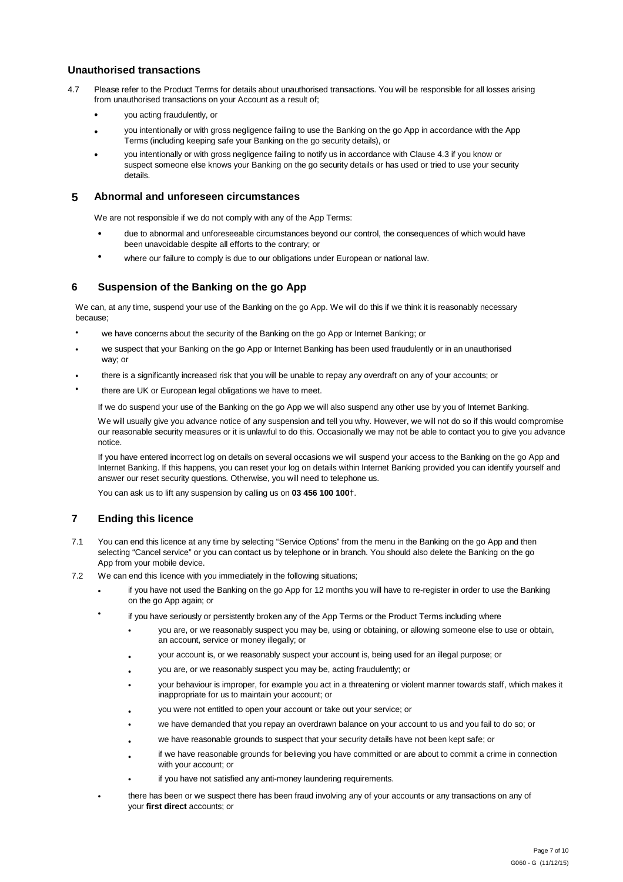### Unauthorised transactions

4.7 Please refer to the Product Terms for details about unauthorised transactions. You will be responsible for all losses arising from unauthorised transactions on your Account as a result of;

- you acting fraudulently, or
- you intentionally or with gross negligence failing to use the Banking on the go App in accordance with the App Terms (including keeping safe your Banking on the go security details), or
- you intentionally or with gross negligence failing to notify us in accordance with Clause 4.3 if you know or suspect someone else knows your Banking on the go security details or has used or tried to use your security details.

## 5 Abnormal and unforeseen circumstances

We are not responsible if we do not comply with any of the App Terms:

- due to abnormal and unforeseeable circumstances beyond our control, the consequences of which would have been unavoidable despite all efforts to the contrary; or
- where our failure to comply is due to our obligations under European or national law.

## 6 Suspension of the Banking on the go App

We can, at any time, suspend your use of the Banking on the go App. We will do this if we think it is reasonably necessary because;

- we have concerns about the security of the Banking on the go App or Internet Banking; or
- we suspect that your Banking on the go App or Internet Banking has been used fraudulently or in an unauthorised way; or
- there is a significantly increased risk that you will be unable to repay any overdraft on any of your accounts; or
- there are UK or European legal obligations we have to meet.

If we do suspend your use of the Banking on the go App we will also suspend any other use by you of Internet Banking.

We will usually give you advance notice of any suspension and tell you why. However, we will not do so if this would compromise our reasonable security measures or it is unlawful to do this. Occasionally we may not be able to contact you to give you advance notice.

If you have entered incorrect log on details on several occasions we will suspend your access to the Banking on the go App and Internet Banking. If this happens, you can reset your log on details within Internet Banking provided you can identify yourself and answer our reset security questions. Otherwise, you will need to telephone us.

You can ask us to lift any suspension by calling us on **03 456 100 100**†.

## 7 Ending this licence

7.1 You can end this licence at any time by selecting "Service Options" from the menu in the Banking on the go App and then selecting "Cancel service" or you can contact us by telephone or in branch. You should also delete the Banking on the go App from your mobile device.

7.2 We can end this licence with you immediately in the following situations;

- if you have not used the Banking on the go App for 12 months you will have to re-register in order to use the Banking on the go App again; or
- if you have seriously or persistently broken any of the App Terms or the Product Terms including where
  - you are, or we reasonably suspect you may be, using or obtaining, or allowing someone else to use or obtain, an account, service or money illegally; or
  - your account is, or we reasonably suspect your account is, being used for an illegal purpose; or
  - you are, or we reasonably suspect you may be, acting fraudulently; or
  - your behaviour is improper, for example you act in a threatening or violent manner towards staff, which makes it inappropriate for us to maintain your account; or
  - you were not entitled to open your account or take out your service; or
  - we have demanded that you repay an overdrawn balance on your account to us and you fail to do so; or
  - we have reasonable grounds to suspect that your security details have not been kept safe; or
  - if we have reasonable grounds for believing you have committed or are about to commit a crime in connection with your account; or
  - if you have not satisfied any anti-money laundering requirements.
- there has been or we suspect there has been fraud involving any of your accounts or any transactions on any of your **first direct** accounts; or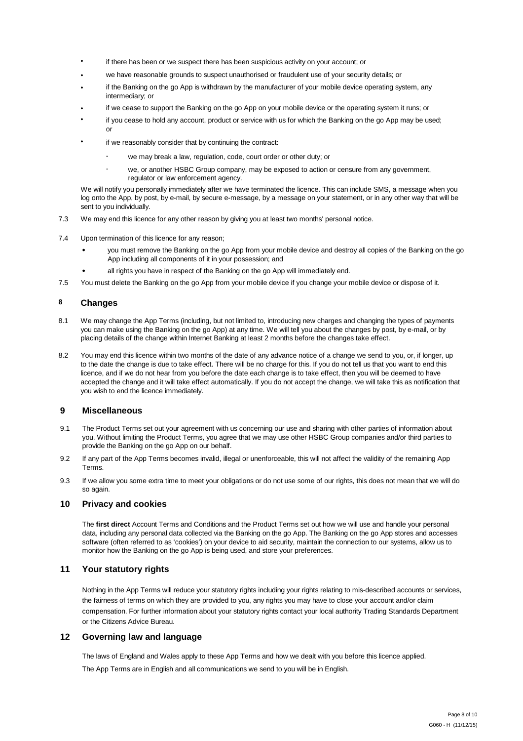- if there has been or we suspect there has been suspicious activity on your account; or
- we have reasonable grounds to suspect unauthorised or fraudulent use of your security details; or
- if the Banking on the go App is withdrawn by the manufacturer of your mobile device operating system, any intermediary; or
- if we cease to support the Banking on the go App on your mobile device or the operating system it runs; or
- if you cease to hold any account, product or service with us for which the Banking on the go App may be used; or
- if we reasonably consider that by continuing the contract:
  - we may break a law, regulation, code, court order or other duty; or
  - we, or another HSBC Group company, may be exposed to action or censure from any government, regulator or law enforcement agency.

We will notify you personally immediately after we have terminated the licence. This can include SMS, a message when you log onto the App, by post, by e-mail, by secure e-message, by a message on your statement, or in any other way that will be sent to you individually.

7.3 We may end this licence for any other reason by giving you at least two months' personal notice.

7.4 Upon termination of this licence for any reason;

- you must remove the Banking on the go App from your mobile device and destroy all copies of the Banking on the go App including all components of it in your possession; and
- all rights you have in respect of the Banking on the go App will immediately end.

7.5 You must delete the Banking on the go App from your mobile device if you change your mobile device or dispose of it.

## 8 Changes

8.1 We may change the App Terms (including, but not limited to, introducing new charges and changing the types of payments you can make using the Banking on the go App) at any time. We will tell you about the changes by post, by e-mail, or by placing details of the change within Internet Banking at least 2 months before the changes take effect.

8.2 You may end this licence within two months of the date of any advance notice of a change we send to you, or, if longer, up to the date the change is due to take effect. There will be no charge for this. If you do not tell us that you want to end this licence, and if we do not hear from you before the date each change is to take effect, then you will be deemed to have accepted the change and it will take effect automatically. If you do not accept the change, we will take this as notification that you wish to end the licence immediately.

## 9 Miscellaneous

9.1 The Product Terms set out your agreement with us concerning our use and sharing with other parties of information about you. Without limiting the Product Terms, you agree that we may use other HSBC Group companies and/or third parties to provide the Banking on the go App on our behalf.

9.2 If any part of the App Terms becomes invalid, illegal or unenforceable, this will not affect the validity of the remaining App Terms.

9.3 If we allow you some extra time to meet your obligations or do not use some of our rights, this does not mean that we will do so again.

## 10 Privacy and cookies

The **first direct** Account Terms and Conditions and the Product Terms set out how we will use and handle your personal data, including any personal data collected via the Banking on the go App. The Banking on the go App stores and accesses software (often referred to as 'cookies') on your device to aid security, maintain the connection to our systems, allow us to monitor how the Banking on the go App is being used, and store your preferences.

## 11 Your statutory rights

Nothing in the App Terms will reduce your statutory rights including your rights relating to mis-described accounts or services, the fairness of terms on which they are provided to you, any rights you may have to close your account and/or claim compensation. For further information about your statutory rights contact your local authority Trading Standards Department or the Citizens Advice Bureau.

## 12 Governing law and language

The laws of England and Wales apply to these App Terms and how we dealt with you before this licence applied.

The App Terms are in English and all communications we send to you will be in English.

G060 - H (11/12/15)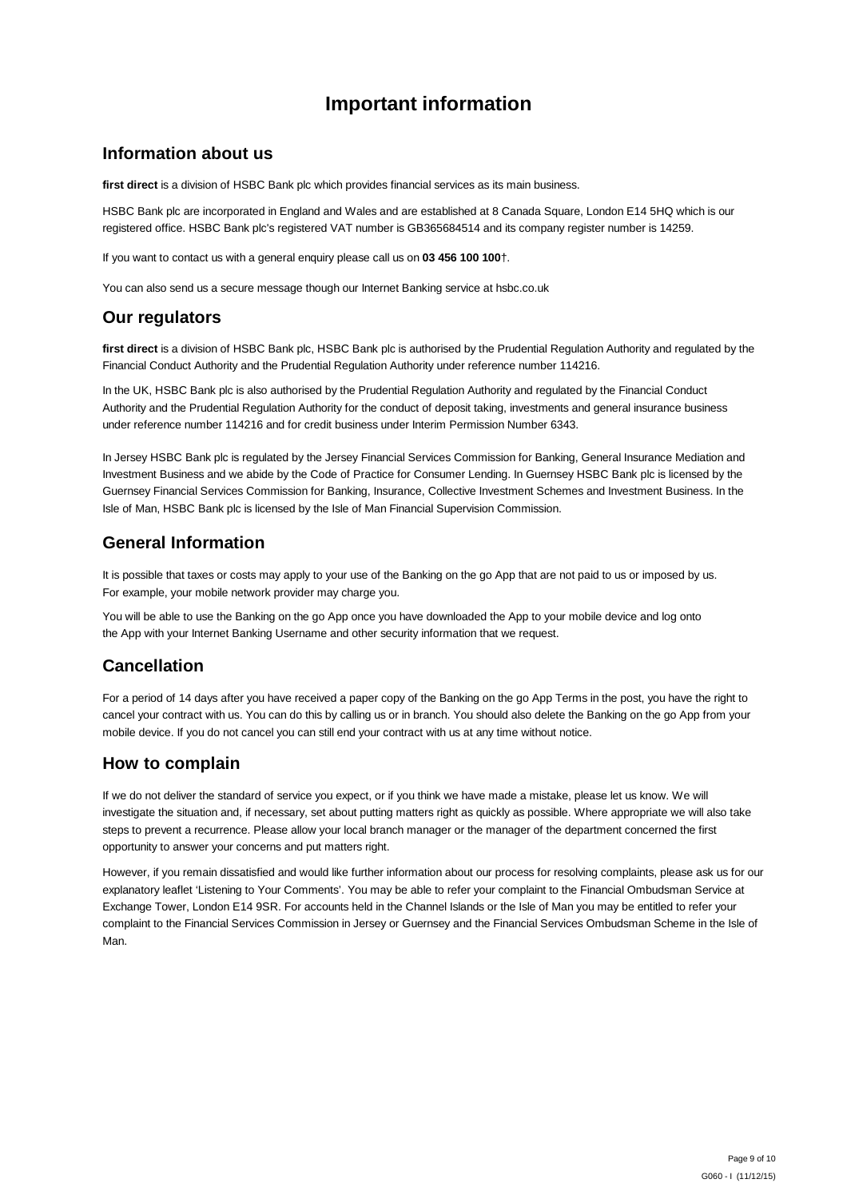# Important information

## Information about us

**first direct** is a division of HSBC Bank plc which provides financial services as its main business.

HSBC Bank plc are incorporated in England and Wales and are established at 8 Canada Square, London E14 5HQ which is our registered office. HSBC Bank plc's registered VAT number is GB365684514 and its company register number is 14259.

If you want to contact us with a general enquiry please call us on **03 456 100 100**†.

You can also send us a secure message though our Internet Banking service at hsbc.co.uk

## Our regulators

**first direct** is a division of HSBC Bank plc, HSBC Bank plc is authorised by the Prudential Regulation Authority and regulated by the Financial Conduct Authority and the Prudential Regulation Authority under reference number 114216.

In the UK, HSBC Bank plc is also authorised by the Prudential Regulation Authority and regulated by the Financial Conduct Authority and the Prudential Regulation Authority for the conduct of deposit taking, investments and general insurance business under reference number 114216 and for credit business under Interim Permission Number 6343.

In Jersey HSBC Bank plc is regulated by the Jersey Financial Services Commission for Banking, General Insurance Mediation and Investment Business and we abide by the Code of Practice for Consumer Lending. In Guernsey HSBC Bank plc is licensed by the Guernsey Financial Services Commission for Banking, Insurance, Collective Investment Schemes and Investment Business. In the Isle of Man, HSBC Bank plc is licensed by the Isle of Man Financial Supervision Commission.

## General Information

It is possible that taxes or costs may apply to your use of the Banking on the go App that are not paid to us or imposed by us. For example, your mobile network provider may charge you.

You will be able to use the Banking on the go App once you have downloaded the App to your mobile device and log onto the App with your Internet Banking Username and other security information that we request.

## Cancellation

For a period of 14 days after you have received a paper copy of the Banking on the go App Terms in the post, you have the right to cancel your contract with us. You can do this by calling us or in branch. You should also delete the Banking on the go App from your mobile device. If you do not cancel you can still end your contract with us at any time without notice.

## How to complain

If we do not deliver the standard of service you expect, or if you think we have made a mistake, please let us know. We will investigate the situation and, if necessary, set about putting matters right as quickly as possible. Where appropriate we will also take steps to prevent a recurrence. Please allow your local branch manager or the manager of the department concerned the first opportunity to answer your concerns and put matters right.

However, if you remain dissatisfied and would like further information about our process for resolving complaints, please ask us for our explanatory leaflet 'Listening to Your Comments'. You may be able to refer your complaint to the Financial Ombudsman Service at Exchange Tower, London E14 9SR. For accounts held in the Channel Islands or the Isle of Man you may be entitled to refer your complaint to the Financial Services Commission in Jersey or Guernsey and the Financial Services Ombudsman Scheme in the Isle of Man.

G060 - I (11/12/15)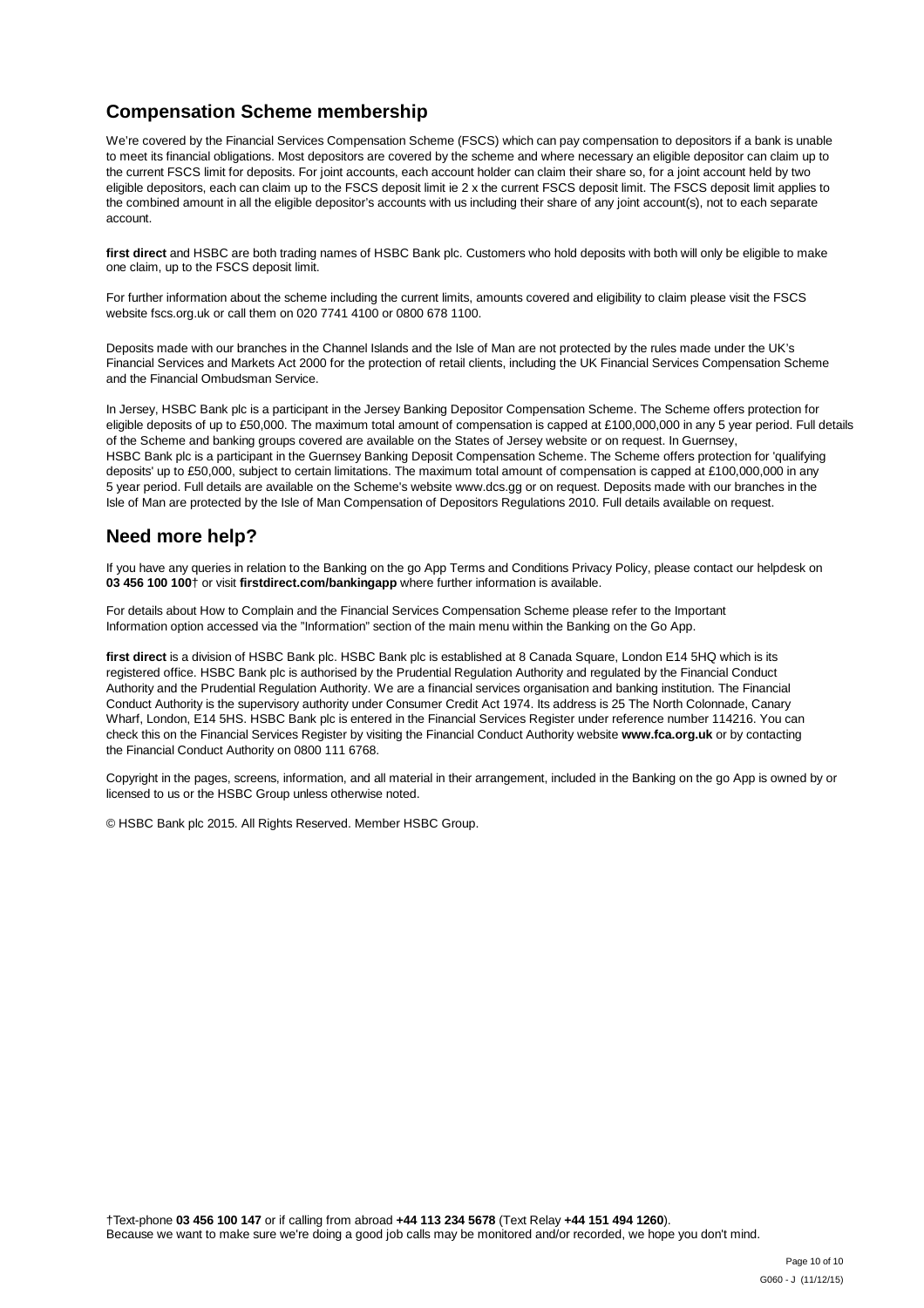## Compensation Scheme membership

We're covered by the Financial Services Compensation Scheme (FSCS) which can pay compensation to depositors if a bank is unable to meet its financial obligations. Most depositors are covered by the scheme and where necessary an eligible depositor can claim up to the current FSCS limit for deposits. For joint accounts, each account holder can claim their share so, for a joint account held by two eligible depositors, each can claim up to the FSCS deposit limit ie 2 x the current FSCS deposit limit. The FSCS deposit limit applies to the combined amount in all the eligible depositor's accounts with us including their share of any joint account(s), not to each separate account.

**first direct** and HSBC are both trading names of HSBC Bank plc. Customers who hold deposits with both will only be eligible to make one claim, up to the FSCS deposit limit.

For further information about the scheme including the current limits, amounts covered and eligibility to claim please visit the FSCS website fscs.org.uk or call them on 020 7741 4100 or 0800 678 1100.

Deposits made with our branches in the Channel Islands and the Isle of Man are not protected by the rules made under the UK's Financial Services and Markets Act 2000 for the protection of retail clients, including the UK Financial Services Compensation Scheme and the Financial Ombudsman Service.

In Jersey, HSBC Bank plc is a participant in the Jersey Banking Depositor Compensation Scheme. The Scheme offers protection for eligible deposits of up to £50,000. The maximum total amount of compensation is capped at £100,000,000 in any 5 year period. Full details of the Scheme and banking groups covered are available on the States of Jersey website or on request. In Guernsey, HSBC Bank plc is a participant in the Guernsey Banking Deposit Compensation Scheme. The Scheme offers protection for 'qualifying deposits' up to £50,000, subject to certain limitations. The maximum total amount of compensation is capped at £100,000,000 in any 5 year period. Full details are available on the Scheme's website www.dcs.gg or on request. Deposits made with our branches in the Isle of Man are protected by the Isle of Man Compensation of Depositors Regulations 2010. Full details available on request.

## Need more help?

If you have any queries in relation to the Banking on the go App Terms and Conditions Privacy Policy, please contact our helpdesk on **03 456 100 100**† or visit **firstdirect.com/bankingapp** where further information is available.

For details about How to Complain and the Financial Services Compensation Scheme please refer to the Important Information option accessed via the "Information" section of the main menu within the Banking on the Go App.

**first direct** is a division of HSBC Bank plc. HSBC Bank plc is established at 8 Canada Square, London E14 5HQ which is its registered office. HSBC Bank plc is authorised by the Prudential Regulation Authority and regulated by the Financial Conduct Authority and the Prudential Regulation Authority. We are a financial services organisation and banking institution. The Financial Conduct Authority is the supervisory authority under Consumer Credit Act 1974. Its address is 25 The North Colonnade, Canary Wharf, London, E14 5HS. HSBC Bank plc is entered in the Financial Services Register under reference number 114216. You can check this on the Financial Services Register by visiting the Financial Conduct Authority website **www.fca.org.uk** or by contacting the Financial Conduct Authority on 0800 111 6768.

Copyright in the pages, screens, information, and all material in their arrangement, included in the Banking on the go App is owned by or licensed to us or the HSBC Group unless otherwise noted.

© HSBC Bank plc 2015. All Rights Reserved. Member HSBC Group.

†Text-phone **03 456 100 147** or if calling from abroad **+44 113 234 5678** (Text Relay **+44 151 494 1260**).
Because we want to make sure we're doing a good job calls may be monitored and/or recorded, we hope you don't mind.

G060 - J (11/12/15)